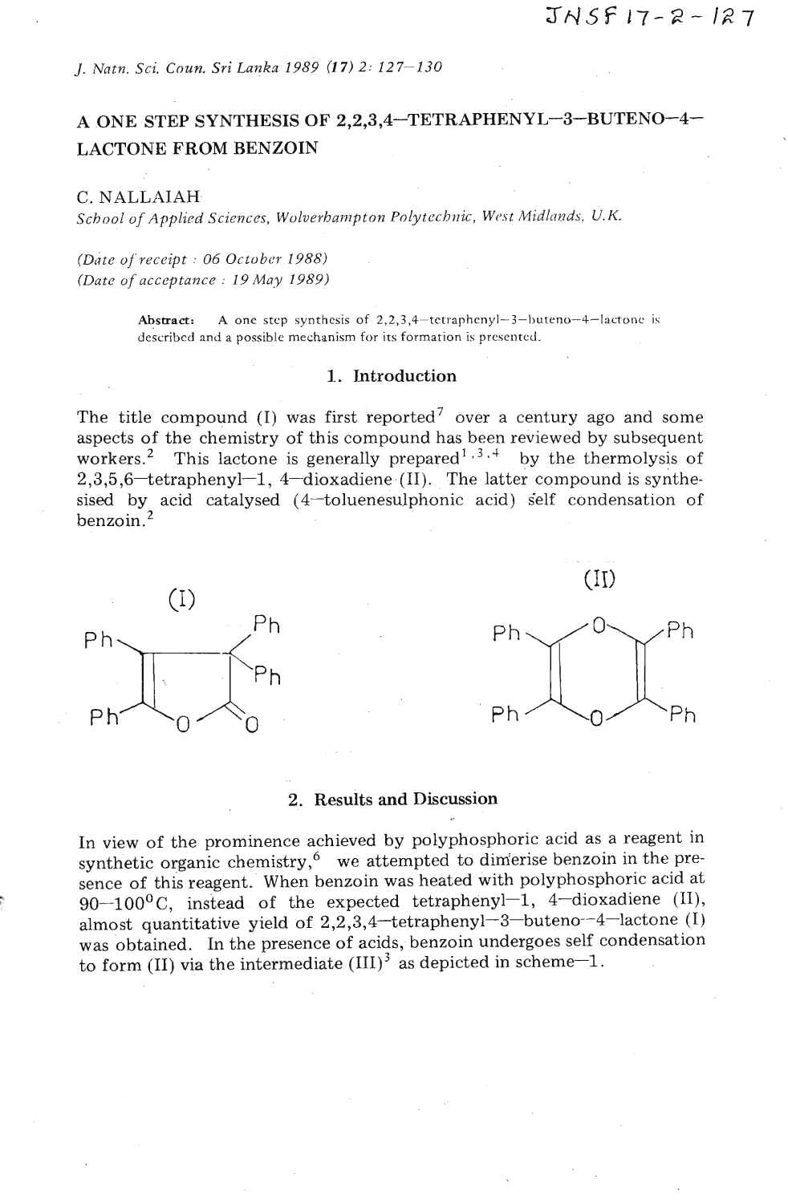# A ONE STEP SYNTHESIS OF 2,2,3,4—TETRAPHENYL—3—BUTENO—4—LACTONE FROM BENZOIN

C. NALLAIAH

*School of Applied Sciences, Wolverhampton Polytechnic, West Midlands, U.K.*

*(Date of receipt : 06 October 1988)*
*(Date of acceptance : 19 May 1989)*

**Abstract:** A one step synthesis of 2,2,3,4—tetraphenyl—3—buteno—4—lactone is described and a possible mechanism for its formation is presented.

## 1. Introduction

The title compound (I) was first reported[7] over a century ago and some aspects of the chemistry of this compound has been reviewed by subsequent workers.[2] This lactone is generally prepared[1,3,4] by the thermolysis of 2,3,5,6—tetraphenyl—1, 4—dioxadiene (II). The latter compound is synthesised by acid catalysed (4—toluenesulphonic acid) self condensation of benzoin.[2]

(I) (II)

## 2. Results and Discussion

In view of the prominence achieved by polyphosphoric acid as a reagent in synthetic organic chemistry,[6] we attempted to dimerise benzoin in the presence of this reagent. When benzoin was heated with polyphosphoric acid at 90—100°C, instead of the expected tetraphenyl—1, 4—dioxadiene (II), almost quantitative yield of 2,2,3,4—tetraphenyl—3—buteno—4—lactone (I) was obtained. In the presence of acids, benzoin undergoes self condensation to form (II) via the intermediate (III)[3] as depicted in scheme—1.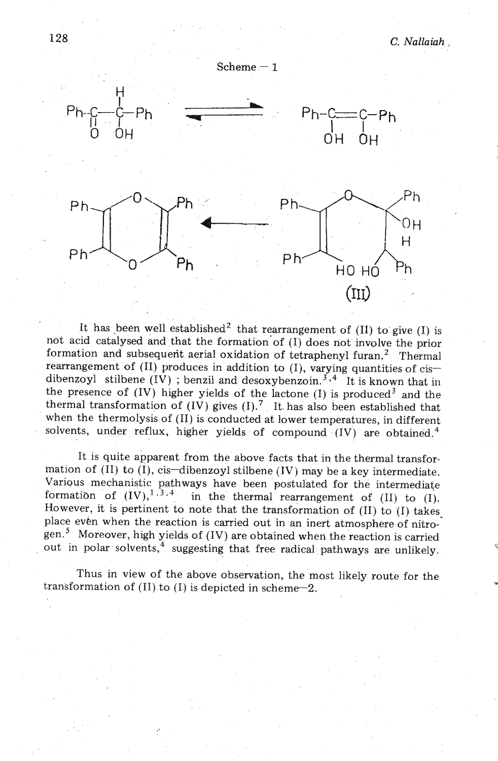Scheme — 1

It has been well established[2] that rearrangement of (II) to give (I) is not acid catalysed and that the formation of (I) does not involve the prior formation and subsequent aerial oxidation of tetraphenyl furan.[2] Thermal rearrangement of (II) produces in addition to (I), varying quantities of cis—dibenzoyl stilbene (IV) ; benzil and desoxybenzoin.[3,4] It is known that in the presence of (IV) higher yields of the lactone (I) is produced[3] and the thermal transformation of (IV) gives (I).[7] It has also been established that when the thermolysis of (II) is conducted at lower temperatures, in different solvents, under reflux, higher yields of compound (IV) are obtained.[4]

It is quite apparent from the above facts that in the thermal transformation of (II) to (I), cis—dibenzoyl stilbene (IV) may be a key intermediate. Various mechanistic pathways have been postulated for the intermediate formation of (IV),[1,3,4] in the thermal rearrangement of (II) to (I). However, it is pertinent to note that the transformation of (II) to (I) takes place even when the reaction is carried out in an inert atmosphere of nitrogen.[5] Moreover, high yields of (IV) are obtained when the reaction is carried out in polar solvents,[4] suggesting that free radical pathways are unlikely.

Thus in view of the above observation, the most likely route for the transformation of (II) to (I) is depicted in scheme—2.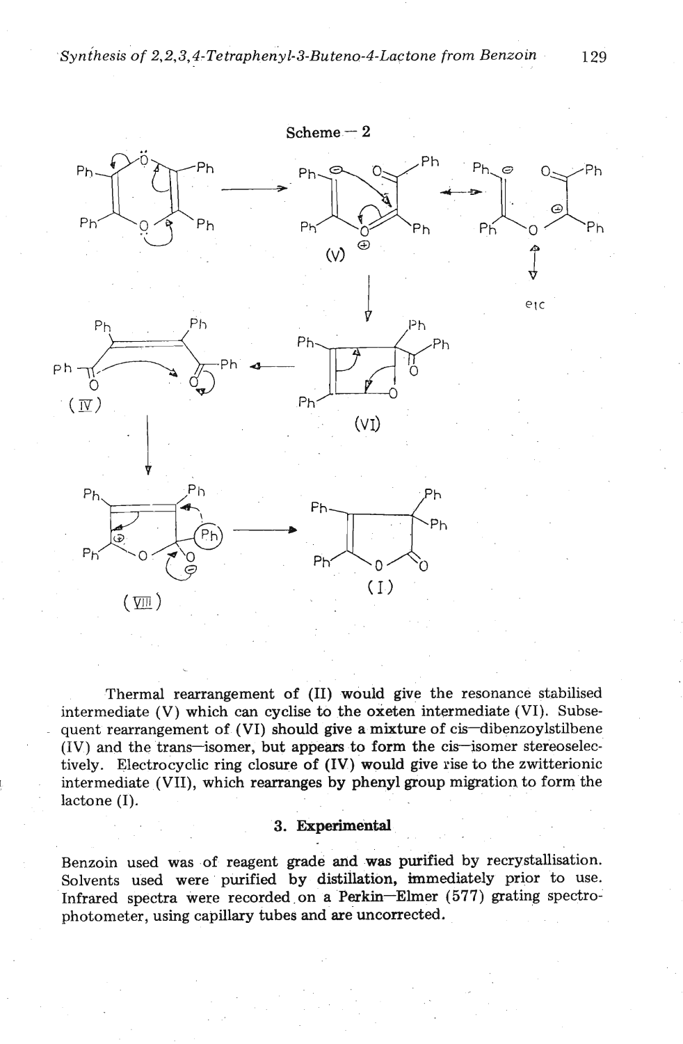Scheme — 2

Thermal rearrangement of (II) would give the resonance stabilised intermediate (V) which can cyclise to the oxeten intermediate (VI). Subsequent rearrangement of (VI) should give a mixture of cis—dibenzoylstilbene (IV) and the trans—isomer, but appears to form the cis—isomer stereoselectively. Electrocyclic ring closure of (IV) would give rise to the zwitterionic intermediate (VII), which rearranges by phenyl group migration to form the lactone (I).

## 3. Experimental

Benzoin used was of reagent grade and was purified by recrystallisation. Solvents used were purified by distillation, immediately prior to use. Infrared spectra were recorded on a Perkin—Elmer (577) grating spectrophotometer, using capillary tubes and are uncorrected.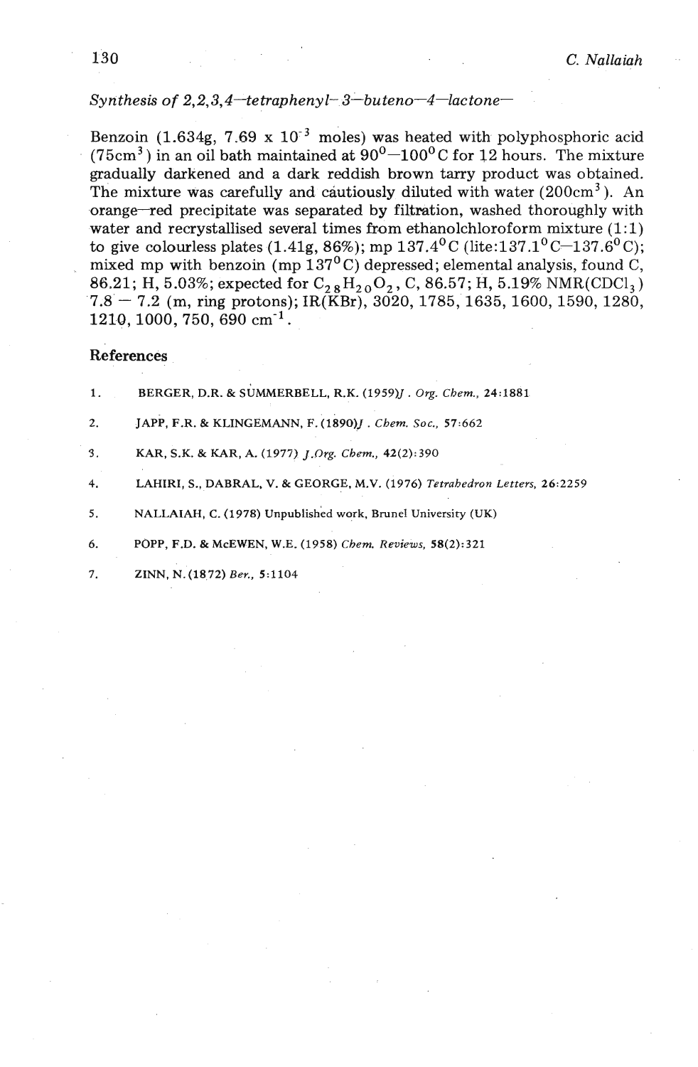*Synthesis of 2,2,3,4–tetraphenyl–3–buteno–4–lactone–*

Benzoin (1.634g, 7.69 x $10^{-3}$ moles) was heated with polyphosphoric acid (75cm$^3$) in an oil bath maintained at $90^0$—$100^0$C for 12 hours. The mixture gradually darkened and a dark reddish brown tarry product was obtained. The mixture was carefully and cautiously diluted with water (200cm$^3$). An orange—red precipitate was separated by filtration, washed thoroughly with water and recrystallised several times from ethanolchloroform mixture (1:1) to give colourless plates (1.41g, 86%); mp 137.4$^0$C (lite:137.1$^0$C—137.6$^0$C); mixed mp with benzoin (mp 137$^0$C) depressed; elemental analysis, found C, 86.21; H, 5.03%; expected for $C_{28}H_{20}O_2$, C, 86.57; H, 5.19% NMR($CDCl_3$) 7.8 — 7.2 (m, ring protons); IR(KBr), 3020, 1785, 1635, 1600, 1590, 1280, 1210, 1000, 750, 690 cm$^{-1}$.

## References

1. BERGER, D.R. & SUMMERBELL, R.K. (1959)*J. Org. Chem.*, **24**:1881
2. JAPP, F.R. & KLINGEMANN, F. (1890)*J. Chem. Soc.*, **57**:662
3. KAR, S.K. & KAR, A. (1977) *J.Org. Chem.*, **42**(2):390
4. LAHIRI, S., DABRAL, V. & GEORGE, M.V. (1976) *Tetrahedron Letters*, **26**:2259
5. NALLAIAH, C. (1978) Unpublished work, Brunel University (UK)
6. POPP, F.D. & McEWEN, W.E. (1958) *Chem. Reviews*, **58**(2):321
7. ZINN, N. (1872) *Ber.*, **5**:1104